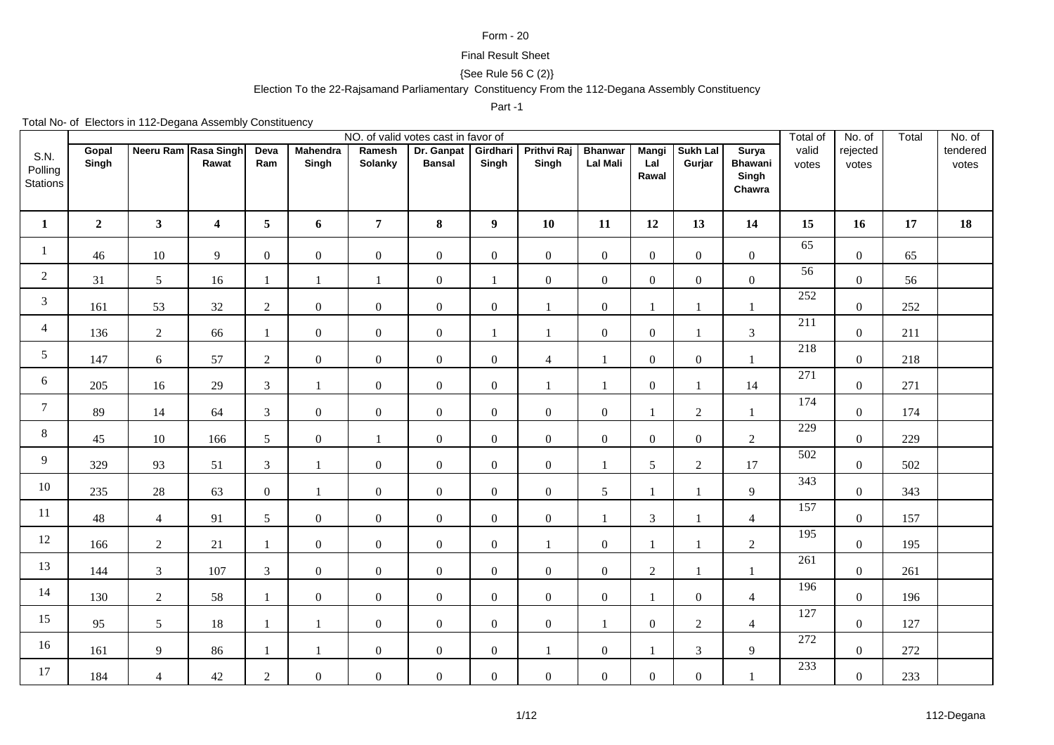Form - 20

Final Result Sheet

{See Rule 56 C (2)}

Election To the 22-Rajsamand Parliamentary Constituency From the 112-Degana Assembly Constituency

Part -1

Total No- of Electors in 112-Degana Assembly Constituency

| S.N. Polling Stations | NO. of valid votes cast in favor of | | | | | | | | | | | | | Total of valid votes | No. of rejected votes | Total | No. of tendered votes |
|---|---|---|---|---|---|---|---|---|---|---|---|---|---|---|---|---|---|
| | Gopal Singh | Neeru Ram | Rasa Singh Rawat | Deva Ram | Mahendra Singh | Ramesh Solanky | Dr. Ganpat Bansal | Girdhari Singh | Prithvi Raj Singh | Bhanwar Lal Mali | Mangi Lal Rawal | Sukh Lal Gurjar | Surya Bhawani Singh Chawra | | | | |
| **1** | **2** | **3** | **4** | **5** | **6** | **7** | **8** | **9** | **10** | **11** | **12** | **13** | **14** | **15** | **16** | **17** | **18** |
| 1 | 46 | 10 | 9 | 0 | 0 | 0 | 0 | 0 | 0 | 0 | 0 | 0 | 0 | 65 | 0 | 65 | |
| 2 | 31 | 5 | 16 | 1 | 1 | 1 | 0 | 1 | 0 | 0 | 0 | 0 | 0 | 56 | 0 | 56 | |
| 3 | 161 | 53 | 32 | 2 | 0 | 0 | 0 | 0 | 1 | 0 | 1 | 1 | 1 | 252 | 0 | 252 | |
| 4 | 136 | 2 | 66 | 1 | 0 | 0 | 0 | 1 | 1 | 0 | 0 | 1 | 3 | 211 | 0 | 211 | |
| 5 | 147 | 6 | 57 | 2 | 0 | 0 | 0 | 0 | 4 | 1 | 0 | 0 | 1 | 218 | 0 | 218 | |
| 6 | 205 | 16 | 29 | 3 | 1 | 0 | 0 | 0 | 1 | 1 | 0 | 1 | 14 | 271 | 0 | 271 | |
| 7 | 89 | 14 | 64 | 3 | 0 | 0 | 0 | 0 | 0 | 0 | 1 | 2 | 1 | 174 | 0 | 174 | |
| 8 | 45 | 10 | 166 | 5 | 0 | 1 | 0 | 0 | 0 | 0 | 0 | 0 | 2 | 229 | 0 | 229 | |
| 9 | 329 | 93 | 51 | 3 | 1 | 0 | 0 | 0 | 0 | 1 | 5 | 2 | 17 | 502 | 0 | 502 | |
| 10 | 235 | 28 | 63 | 0 | 1 | 0 | 0 | 0 | 0 | 5 | 1 | 1 | 9 | 343 | 0 | 343 | |
| 11 | 48 | 4 | 91 | 5 | 0 | 0 | 0 | 0 | 0 | 1 | 3 | 1 | 4 | 157 | 0 | 157 | |
| 12 | 166 | 2 | 21 | 1 | 0 | 0 | 0 | 0 | 1 | 0 | 1 | 1 | 2 | 195 | 0 | 195 | |
| 13 | 144 | 3 | 107 | 3 | 0 | 0 | 0 | 0 | 0 | 0 | 2 | 1 | 1 | 261 | 0 | 261 | |
| 14 | 130 | 2 | 58 | 1 | 0 | 0 | 0 | 0 | 0 | 0 | 1 | 0 | 4 | 196 | 0 | 196 | |
| 15 | 95 | 5 | 18 | 1 | 1 | 0 | 0 | 0 | 0 | 1 | 0 | 2 | 4 | 127 | 0 | 127 | |
| 16 | 161 | 9 | 86 | 1 | 1 | 0 | 0 | 0 | 1 | 0 | 1 | 3 | 9 | 272 | 0 | 272 | |
| 17 | 184 | 4 | 42 | 2 | 0 | 0 | 0 | 0 | 0 | 0 | 0 | 0 | 1 | 233 | 0 | 233 | |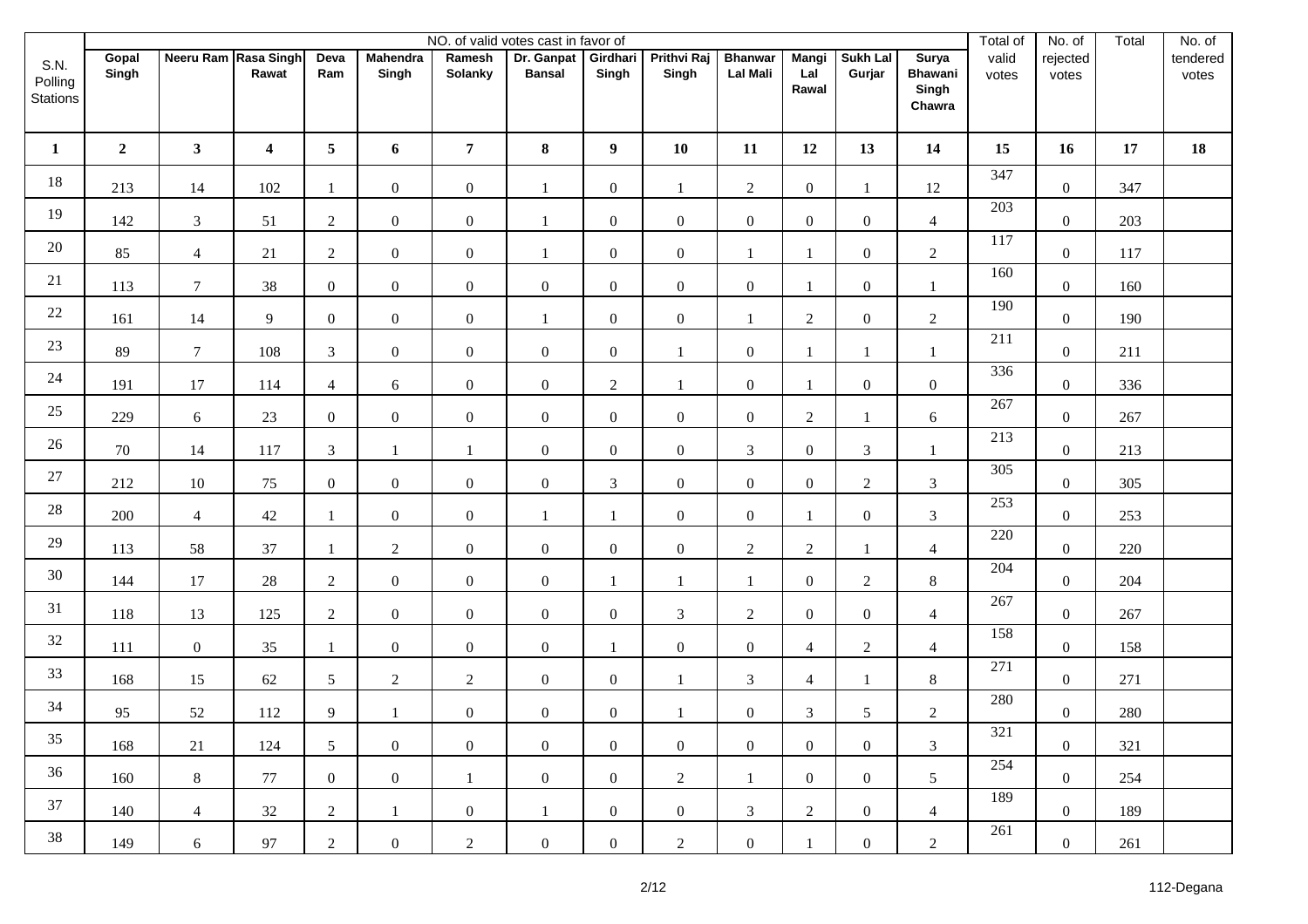| S.N. Polling Stations | NO. of valid votes cast in favor of | | | | | | | | | | | | | Total of valid votes | No. of rejected votes | Total | No. of tendered votes |
|---|---|---|---|---|---|---|---|---|---|---|---|---|---|---|---|---|---|
| | Gopal Singh | Neeru Ram | Rasa Singh Rawat | Deva Ram | Mahendra Singh | Ramesh Solanky | Dr. Ganpat Bansal | Girdhari Singh | Prithvi Raj Singh | Bhanwar Lal Mali | Mangi Lal Rawal | Sukh Lal Gurjar | Surya Bhawani Singh Chawra | | | | |
| 1 | 2 | 3 | 4 | 5 | 6 | 7 | 8 | 9 | 10 | 11 | 12 | 13 | 14 | 15 | 16 | 17 | 18 |
| 18 | 213 | 14 | 102 | 1 | 0 | 0 | 1 | 0 | 1 | 2 | 0 | 1 | 12 | 347 | 0 | 347 | |
| 19 | 142 | 3 | 51 | 2 | 0 | 0 | 1 | 0 | 0 | 0 | 0 | 0 | 4 | 203 | 0 | 203 | |
| 20 | 85 | 4 | 21 | 2 | 0 | 0 | 1 | 0 | 0 | 1 | 1 | 0 | 2 | 117 | 0 | 117 | |
| 21 | 113 | 7 | 38 | 0 | 0 | 0 | 0 | 0 | 0 | 0 | 1 | 0 | 1 | 160 | 0 | 160 | |
| 22 | 161 | 14 | 9 | 0 | 0 | 0 | 1 | 0 | 0 | 1 | 2 | 0 | 2 | 190 | 0 | 190 | |
| 23 | 89 | 7 | 108 | 3 | 0 | 0 | 0 | 0 | 1 | 0 | 1 | 1 | 1 | 211 | 0 | 211 | |
| 24 | 191 | 17 | 114 | 4 | 6 | 0 | 0 | 2 | 1 | 0 | 1 | 0 | 0 | 336 | 0 | 336 | |
| 25 | 229 | 6 | 23 | 0 | 0 | 0 | 0 | 0 | 0 | 0 | 2 | 1 | 6 | 267 | 0 | 267 | |
| 26 | 70 | 14 | 117 | 3 | 1 | 1 | 0 | 0 | 0 | 3 | 0 | 3 | 1 | 213 | 0 | 213 | |
| 27 | 212 | 10 | 75 | 0 | 0 | 0 | 0 | 3 | 0 | 0 | 0 | 2 | 3 | 305 | 0 | 305 | |
| 28 | 200 | 4 | 42 | 1 | 0 | 0 | 1 | 1 | 0 | 0 | 1 | 0 | 3 | 253 | 0 | 253 | |
| 29 | 113 | 58 | 37 | 1 | 2 | 0 | 0 | 0 | 0 | 2 | 2 | 1 | 4 | 220 | 0 | 220 | |
| 30 | 144 | 17 | 28 | 2 | 0 | 0 | 0 | 1 | 1 | 1 | 0 | 2 | 8 | 204 | 0 | 204 | |
| 31 | 118 | 13 | 125 | 2 | 0 | 0 | 0 | 0 | 3 | 2 | 0 | 0 | 4 | 267 | 0 | 267 | |
| 32 | 111 | 0 | 35 | 1 | 0 | 0 | 0 | 1 | 0 | 0 | 4 | 2 | 4 | 158 | 0 | 158 | |
| 33 | 168 | 15 | 62 | 5 | 2 | 2 | 0 | 0 | 1 | 3 | 4 | 1 | 8 | 271 | 0 | 271 | |
| 34 | 95 | 52 | 112 | 9 | 1 | 0 | 0 | 0 | 1 | 0 | 3 | 5 | 2 | 280 | 0 | 280 | |
| 35 | 168 | 21 | 124 | 5 | 0 | 0 | 0 | 0 | 0 | 0 | 0 | 0 | 3 | 321 | 0 | 321 | |
| 36 | 160 | 8 | 77 | 0 | 0 | 1 | 0 | 0 | 2 | 1 | 0 | 0 | 5 | 254 | 0 | 254 | |
| 37 | 140 | 4 | 32 | 2 | 1 | 0 | 1 | 0 | 0 | 3 | 2 | 0 | 4 | 189 | 0 | 189 | |
| 38 | 149 | 6 | 97 | 2 | 0 | 2 | 0 | 0 | 2 | 0 | 1 | 0 | 2 | 261 | 0 | 261 | |

112-Degana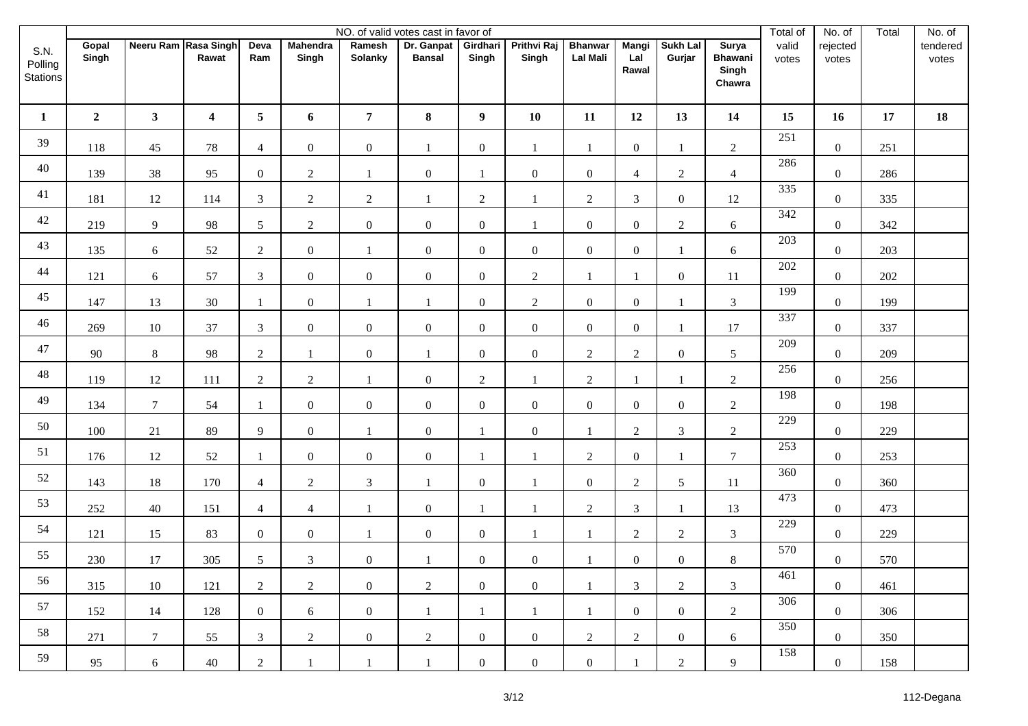| S.N. Polling Stations | NO. of valid votes cast in favor of | | | | | | | | | | | | | Total of valid votes | No. of rejected votes | Total | No. of tendered votes |
|---|---|---|---|---|---|---|---|---|---|---|---|---|---|---|---|---|---|
| | Gopal Singh | Neeru Ram | Rasa Singh Rawat | Deva Ram | Mahendra Singh | Ramesh Solanky | Dr. Ganpat Bansal | Girdhari Singh | Prithvi Raj Singh | Bhanwar Lal Mali | Mangi Lal Rawal | Sukh Lal Gurjar | Surya Bhawani Singh Chawra | | | | |
| **1** | **2** | **3** | **4** | **5** | **6** | **7** | **8** | **9** | **10** | **11** | **12** | **13** | **14** | **15** | **16** | **17** | **18** |
| 39 | 118 | 45 | 78 | 4 | 0 | 0 | 1 | 0 | 1 | 1 | 0 | 1 | 2 | 251 | 0 | 251 | |
| 40 | 139 | 38 | 95 | 0 | 2 | 1 | 0 | 1 | 0 | 0 | 4 | 2 | 4 | 286 | 0 | 286 | |
| 41 | 181 | 12 | 114 | 3 | 2 | 2 | 1 | 2 | 1 | 2 | 3 | 0 | 12 | 335 | 0 | 335 | |
| 42 | 219 | 9 | 98 | 5 | 2 | 0 | 0 | 0 | 1 | 0 | 0 | 2 | 6 | 342 | 0 | 342 | |
| 43 | 135 | 6 | 52 | 2 | 0 | 1 | 0 | 0 | 0 | 0 | 0 | 1 | 6 | 203 | 0 | 203 | |
| 44 | 121 | 6 | 57 | 3 | 0 | 0 | 0 | 0 | 2 | 1 | 1 | 0 | 11 | 202 | 0 | 202 | |
| 45 | 147 | 13 | 30 | 1 | 0 | 1 | 1 | 0 | 2 | 0 | 0 | 1 | 3 | 199 | 0 | 199 | |
| 46 | 269 | 10 | 37 | 3 | 0 | 0 | 0 | 0 | 0 | 0 | 0 | 1 | 17 | 337 | 0 | 337 | |
| 47 | 90 | 8 | 98 | 2 | 1 | 0 | 1 | 0 | 0 | 2 | 2 | 0 | 5 | 209 | 0 | 209 | |
| 48 | 119 | 12 | 111 | 2 | 2 | 1 | 0 | 2 | 1 | 2 | 1 | 1 | 2 | 256 | 0 | 256 | |
| 49 | 134 | 7 | 54 | 1 | 0 | 0 | 0 | 0 | 0 | 0 | 0 | 0 | 2 | 198 | 0 | 198 | |
| 50 | 100 | 21 | 89 | 9 | 0 | 1 | 0 | 1 | 0 | 1 | 2 | 3 | 2 | 229 | 0 | 229 | |
| 51 | 176 | 12 | 52 | 1 | 0 | 0 | 0 | 1 | 1 | 2 | 0 | 1 | 7 | 253 | 0 | 253 | |
| 52 | 143 | 18 | 170 | 4 | 2 | 3 | 1 | 0 | 1 | 0 | 2 | 5 | 11 | 360 | 0 | 360 | |
| 53 | 252 | 40 | 151 | 4 | 4 | 1 | 0 | 1 | 1 | 2 | 3 | 1 | 13 | 473 | 0 | 473 | |
| 54 | 121 | 15 | 83 | 0 | 0 | 1 | 0 | 0 | 1 | 1 | 2 | 2 | 3 | 229 | 0 | 229 | |
| 55 | 230 | 17 | 305 | 5 | 3 | 0 | 1 | 0 | 0 | 1 | 0 | 0 | 8 | 570 | 0 | 570 | |
| 56 | 315 | 10 | 121 | 2 | 2 | 0 | 2 | 0 | 0 | 1 | 3 | 2 | 3 | 461 | 0 | 461 | |
| 57 | 152 | 14 | 128 | 0 | 6 | 0 | 1 | 1 | 1 | 1 | 0 | 0 | 2 | 306 | 0 | 306 | |
| 58 | 271 | 7 | 55 | 3 | 2 | 0 | 2 | 0 | 0 | 2 | 2 | 0 | 6 | 350 | 0 | 350 | |
| 59 | 95 | 6 | 40 | 2 | 1 | 1 | 1 | 0 | 0 | 0 | 1 | 2 | 9 | 158 | 0 | 158 | |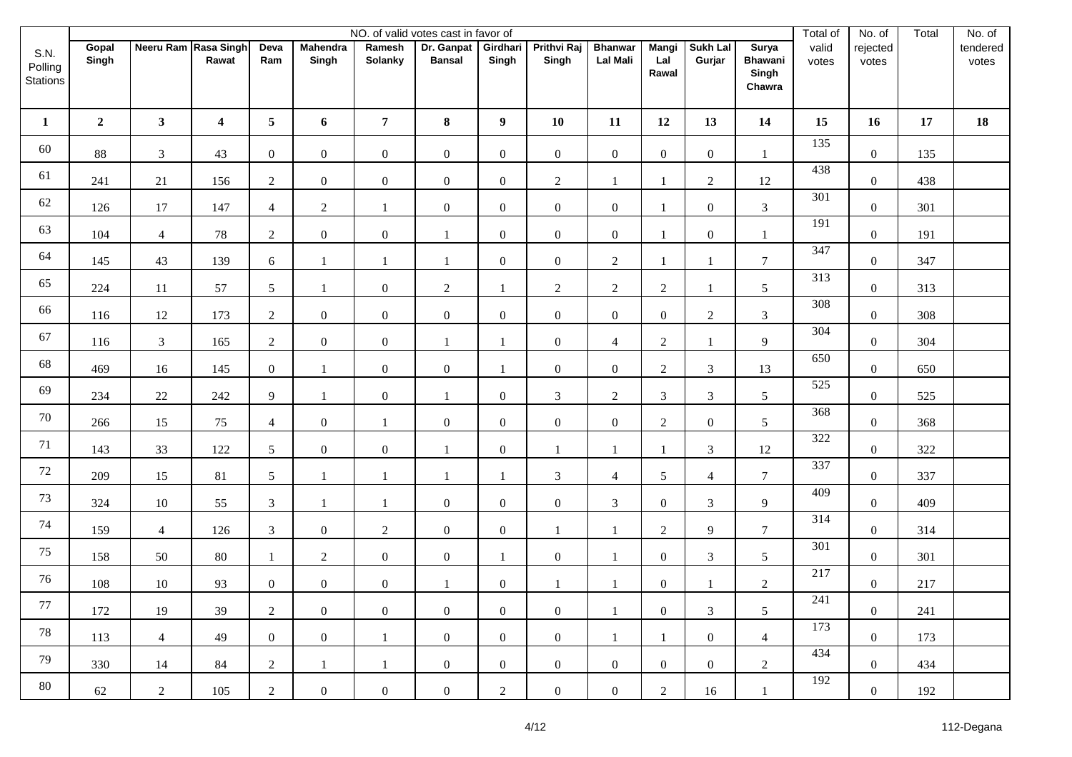| S.N. Polling Stations | NO. of valid votes cast in favor of | | | | | | | | | | | | | Total of valid votes | No. of rejected votes | Total | No. of tendered votes |
|---|---|---|---|---|---|---|---|---|---|---|---|---|---|---|---|---|---|
| | Gopal Singh | Neeru Ram | Rasa Singh Rawat | Deva Ram | Mahendra Singh | Ramesh Solanky | Dr. Ganpat Bansal | Girdhari Singh | Prithvi Raj Singh | Bhanwar Lal Mali | Mangi Lal Rawal | Sukh Lal Gurjar | Surya Bhawani Singh Chawra | | | | |
| **1** | **2** | **3** | **4** | **5** | **6** | **7** | **8** | **9** | **10** | **11** | **12** | **13** | **14** | **15** | **16** | **17** | **18** |
| 60 | 88 | 3 | 43 | 0 | 0 | 0 | 0 | 0 | 0 | 0 | 0 | 0 | 1 | 135 | 0 | 135 | |
| 61 | 241 | 21 | 156 | 2 | 0 | 0 | 0 | 0 | 2 | 1 | 1 | 2 | 12 | 438 | 0 | 438 | |
| 62 | 126 | 17 | 147 | 4 | 2 | 1 | 0 | 0 | 0 | 0 | 1 | 0 | 3 | 301 | 0 | 301 | |
| 63 | 104 | 4 | 78 | 2 | 0 | 0 | 1 | 0 | 0 | 0 | 1 | 0 | 1 | 191 | 0 | 191 | |
| 64 | 145 | 43 | 139 | 6 | 1 | 1 | 1 | 0 | 0 | 2 | 1 | 1 | 7 | 347 | 0 | 347 | |
| 65 | 224 | 11 | 57 | 5 | 1 | 0 | 2 | 1 | 2 | 2 | 2 | 1 | 5 | 313 | 0 | 313 | |
| 66 | 116 | 12 | 173 | 2 | 0 | 0 | 0 | 0 | 0 | 0 | 0 | 2 | 3 | 308 | 0 | 308 | |
| 67 | 116 | 3 | 165 | 2 | 0 | 0 | 1 | 1 | 0 | 4 | 2 | 1 | 9 | 304 | 0 | 304 | |
| 68 | 469 | 16 | 145 | 0 | 1 | 0 | 0 | 1 | 0 | 0 | 2 | 3 | 13 | 650 | 0 | 650 | |
| 69 | 234 | 22 | 242 | 9 | 1 | 0 | 1 | 0 | 3 | 2 | 3 | 3 | 5 | 525 | 0 | 525 | |
| 70 | 266 | 15 | 75 | 4 | 0 | 1 | 0 | 0 | 0 | 0 | 2 | 0 | 5 | 368 | 0 | 368 | |
| 71 | 143 | 33 | 122 | 5 | 0 | 0 | 1 | 0 | 1 | 1 | 1 | 3 | 12 | 322 | 0 | 322 | |
| 72 | 209 | 15 | 81 | 5 | 1 | 1 | 1 | 1 | 3 | 4 | 5 | 4 | 7 | 337 | 0 | 337 | |
| 73 | 324 | 10 | 55 | 3 | 1 | 1 | 0 | 0 | 0 | 3 | 0 | 3 | 9 | 409 | 0 | 409 | |
| 74 | 159 | 4 | 126 | 3 | 0 | 2 | 0 | 0 | 1 | 1 | 2 | 9 | 7 | 314 | 0 | 314 | |
| 75 | 158 | 50 | 80 | 1 | 2 | 0 | 0 | 1 | 0 | 1 | 0 | 3 | 5 | 301 | 0 | 301 | |
| 76 | 108 | 10 | 93 | 0 | 0 | 0 | 1 | 0 | 1 | 1 | 0 | 1 | 2 | 217 | 0 | 217 | |
| 77 | 172 | 19 | 39 | 2 | 0 | 0 | 0 | 0 | 0 | 1 | 0 | 3 | 5 | 241 | 0 | 241 | |
| 78 | 113 | 4 | 49 | 0 | 0 | 1 | 0 | 0 | 0 | 1 | 1 | 0 | 4 | 173 | 0 | 173 | |
| 79 | 330 | 14 | 84 | 2 | 1 | 1 | 0 | 0 | 0 | 0 | 0 | 0 | 2 | 434 | 0 | 434 | |
| 80 | 62 | 2 | 105 | 2 | 0 | 0 | 0 | 2 | 0 | 0 | 2 | 16 | 1 | 192 | 0 | 192 | |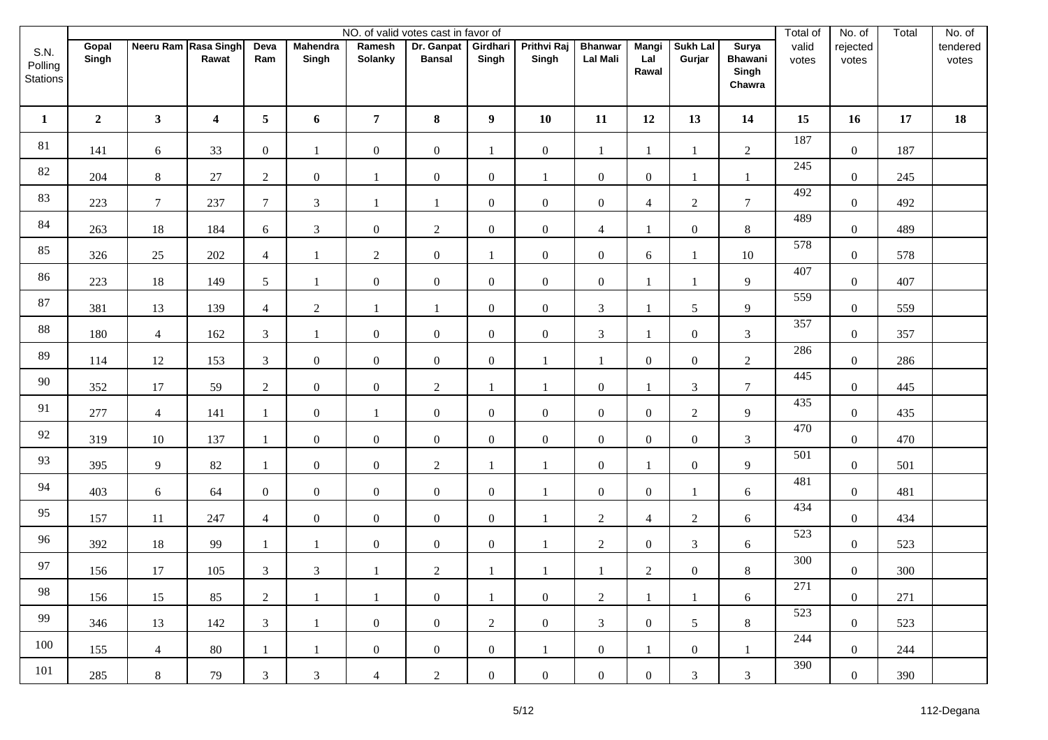| S.N. Polling Stations | NO. of valid votes cast in favor of | | | | | | | | | | | | | Total of valid votes | No. of rejected votes | Total | No. of tendered votes |
|---|---|---|---|---|---|---|---|---|---|---|---|---|---|---|---|---|---|
| | Gopal Singh | Neeru Ram | Rasa Singh Rawat | Deva Ram | Mahendra Singh | Ramesh Solanky | Dr. Ganpat Bansal | Girdhari Singh | Prithvi Raj Singh | Bhanwar Lal Mali | Mangi Lal Rawal | Sukh Lal Gurjar | Surya Bhawani Singh Chawra | | | | |
| 1 | 2 | 3 | 4 | 5 | 6 | 7 | 8 | 9 | 10 | 11 | 12 | 13 | 14 | 15 | 16 | 17 | 18 |
| 81 | 141 | 6 | 33 | 0 | 1 | 0 | 0 | 1 | 0 | 1 | 1 | 1 | 2 | 187 | 0 | 187 | |
| 82 | 204 | 8 | 27 | 2 | 0 | 1 | 0 | 0 | 1 | 0 | 0 | 1 | 1 | 245 | 0 | 245 | |
| 83 | 223 | 7 | 237 | 7 | 3 | 1 | 1 | 0 | 0 | 0 | 4 | 2 | 7 | 492 | 0 | 492 | |
| 84 | 263 | 18 | 184 | 6 | 3 | 0 | 2 | 0 | 0 | 4 | 1 | 0 | 8 | 489 | 0 | 489 | |
| 85 | 326 | 25 | 202 | 4 | 1 | 2 | 0 | 1 | 0 | 0 | 6 | 1 | 10 | 578 | 0 | 578 | |
| 86 | 223 | 18 | 149 | 5 | 1 | 0 | 0 | 0 | 0 | 0 | 1 | 1 | 9 | 407 | 0 | 407 | |
| 87 | 381 | 13 | 139 | 4 | 2 | 1 | 1 | 0 | 0 | 3 | 1 | 5 | 9 | 559 | 0 | 559 | |
| 88 | 180 | 4 | 162 | 3 | 1 | 0 | 0 | 0 | 0 | 3 | 1 | 0 | 3 | 357 | 0 | 357 | |
| 89 | 114 | 12 | 153 | 3 | 0 | 0 | 0 | 0 | 1 | 1 | 0 | 0 | 2 | 286 | 0 | 286 | |
| 90 | 352 | 17 | 59 | 2 | 0 | 0 | 2 | 1 | 1 | 0 | 1 | 3 | 7 | 445 | 0 | 445 | |
| 91 | 277 | 4 | 141 | 1 | 0 | 1 | 0 | 0 | 0 | 0 | 0 | 2 | 9 | 435 | 0 | 435 | |
| 92 | 319 | 10 | 137 | 1 | 0 | 0 | 0 | 0 | 0 | 0 | 0 | 0 | 3 | 470 | 0 | 470 | |
| 93 | 395 | 9 | 82 | 1 | 0 | 0 | 2 | 1 | 1 | 0 | 1 | 0 | 9 | 501 | 0 | 501 | |
| 94 | 403 | 6 | 64 | 0 | 0 | 0 | 0 | 0 | 1 | 0 | 0 | 1 | 6 | 481 | 0 | 481 | |
| 95 | 157 | 11 | 247 | 4 | 0 | 0 | 0 | 0 | 1 | 2 | 4 | 2 | 6 | 434 | 0 | 434 | |
| 96 | 392 | 18 | 99 | 1 | 1 | 0 | 0 | 0 | 1 | 2 | 0 | 3 | 6 | 523 | 0 | 523 | |
| 97 | 156 | 17 | 105 | 3 | 3 | 1 | 2 | 1 | 1 | 1 | 2 | 0 | 8 | 300 | 0 | 300 | |
| 98 | 156 | 15 | 85 | 2 | 1 | 1 | 0 | 1 | 0 | 2 | 1 | 1 | 6 | 271 | 0 | 271 | |
| 99 | 346 | 13 | 142 | 3 | 1 | 0 | 0 | 2 | 0 | 3 | 0 | 5 | 8 | 523 | 0 | 523 | |
| 100 | 155 | 4 | 80 | 1 | 1 | 0 | 0 | 0 | 1 | 0 | 1 | 0 | 1 | 244 | 0 | 244 | |
| 101 | 285 | 8 | 79 | 3 | 3 | 4 | 2 | 0 | 0 | 0 | 0 | 3 | 3 | 390 | 0 | 390 | |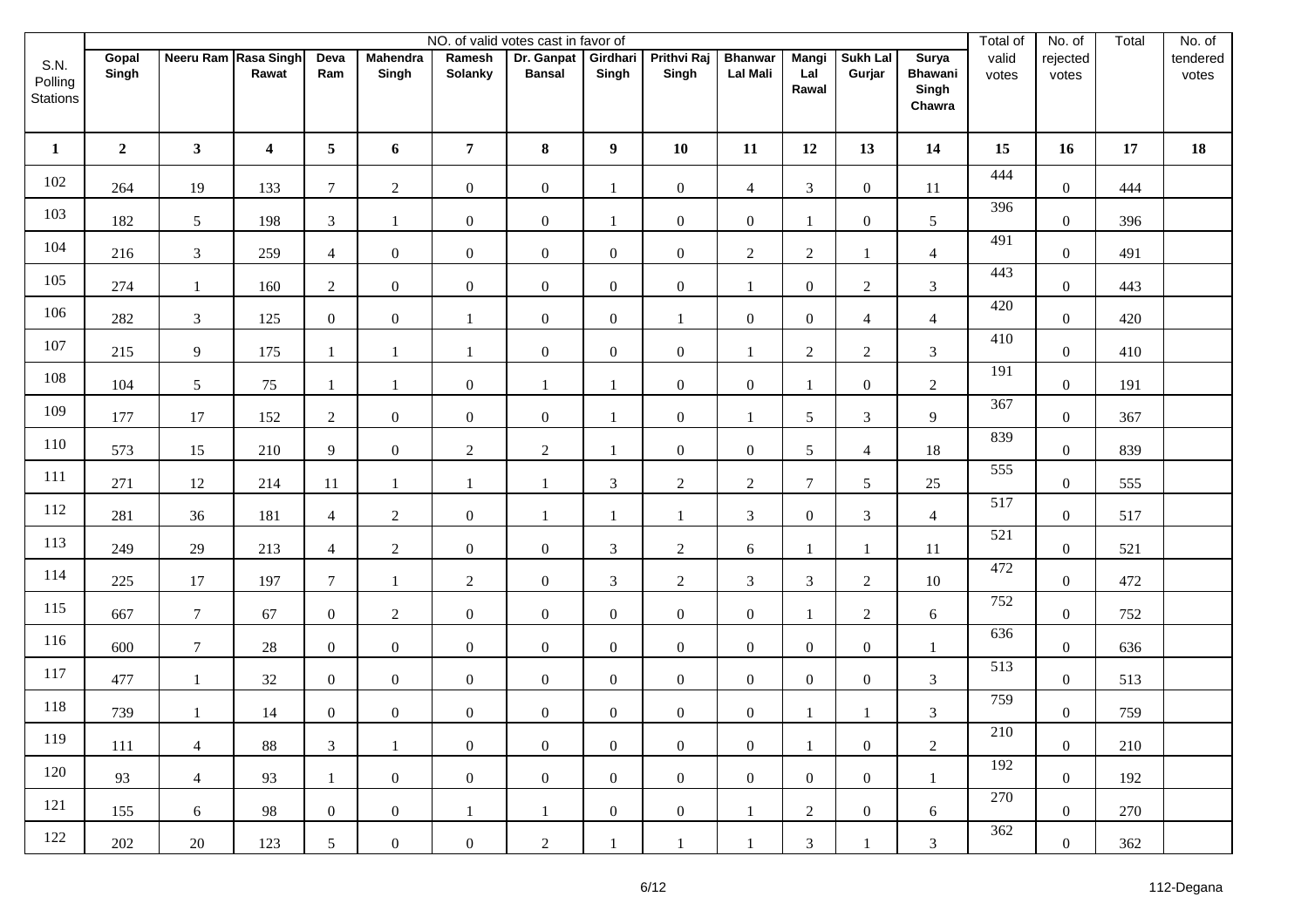| S.N. Polling Stations | NO. of valid votes cast in favor of | | | | | | | | | | | | | Total of valid votes | No. of rejected votes | Total | No. of tendered votes |
|---|---|---|---|---|---|---|---|---|---|---|---|---|---|---|---|---|---|
| | Gopal Singh | Neeru Ram | Rasa Singh Rawat | Deva Ram | Mahendra Singh | Ramesh Solanky | Dr. Ganpat Bansal | Girdhari Singh | Prithvi Raj Singh | Bhanwar Lal Mali | Mangi Lal Rawal | Sukh Lal Gurjar | Surya Bhawani Singh Chawra | | | | |
| 1 | 2 | 3 | 4 | 5 | 6 | 7 | 8 | 9 | 10 | 11 | 12 | 13 | 14 | 15 | 16 | 17 | 18 |
| 102 | 264 | 19 | 133 | 7 | 2 | 0 | 0 | 1 | 0 | 4 | 3 | 0 | 11 | 444 | 0 | 444 | |
| 103 | 182 | 5 | 198 | 3 | 1 | 0 | 0 | 1 | 0 | 0 | 1 | 0 | 5 | 396 | 0 | 396 | |
| 104 | 216 | 3 | 259 | 4 | 0 | 0 | 0 | 0 | 0 | 2 | 2 | 1 | 4 | 491 | 0 | 491 | |
| 105 | 274 | 1 | 160 | 2 | 0 | 0 | 0 | 0 | 0 | 1 | 0 | 2 | 3 | 443 | 0 | 443 | |
| 106 | 282 | 3 | 125 | 0 | 0 | 1 | 0 | 0 | 1 | 0 | 0 | 4 | 4 | 420 | 0 | 420 | |
| 107 | 215 | 9 | 175 | 1 | 1 | 1 | 0 | 0 | 0 | 1 | 2 | 2 | 3 | 410 | 0 | 410 | |
| 108 | 104 | 5 | 75 | 1 | 1 | 0 | 1 | 1 | 0 | 0 | 1 | 0 | 2 | 191 | 0 | 191 | |
| 109 | 177 | 17 | 152 | 2 | 0 | 0 | 0 | 1 | 0 | 1 | 5 | 3 | 9 | 367 | 0 | 367 | |
| 110 | 573 | 15 | 210 | 9 | 0 | 2 | 2 | 1 | 0 | 0 | 5 | 4 | 18 | 839 | 0 | 839 | |
| 111 | 271 | 12 | 214 | 11 | 1 | 1 | 1 | 3 | 2 | 2 | 7 | 5 | 25 | 555 | 0 | 555 | |
| 112 | 281 | 36 | 181 | 4 | 2 | 0 | 1 | 1 | 1 | 3 | 0 | 3 | 4 | 517 | 0 | 517 | |
| 113 | 249 | 29 | 213 | 4 | 2 | 0 | 0 | 3 | 2 | 6 | 1 | 1 | 11 | 521 | 0 | 521 | |
| 114 | 225 | 17 | 197 | 7 | 1 | 2 | 0 | 3 | 2 | 3 | 3 | 2 | 10 | 472 | 0 | 472 | |
| 115 | 667 | 7 | 67 | 0 | 2 | 0 | 0 | 0 | 0 | 0 | 1 | 2 | 6 | 752 | 0 | 752 | |
| 116 | 600 | 7 | 28 | 0 | 0 | 0 | 0 | 0 | 0 | 0 | 0 | 0 | 1 | 636 | 0 | 636 | |
| 117 | 477 | 1 | 32 | 0 | 0 | 0 | 0 | 0 | 0 | 0 | 0 | 0 | 3 | 513 | 0 | 513 | |
| 118 | 739 | 1 | 14 | 0 | 0 | 0 | 0 | 0 | 0 | 0 | 1 | 1 | 3 | 759 | 0 | 759 | |
| 119 | 111 | 4 | 88 | 3 | 1 | 0 | 0 | 0 | 0 | 0 | 1 | 0 | 2 | 210 | 0 | 210 | |
| 120 | 93 | 4 | 93 | 1 | 0 | 0 | 0 | 0 | 0 | 0 | 0 | 0 | 1 | 192 | 0 | 192 | |
| 121 | 155 | 6 | 98 | 0 | 0 | 1 | 1 | 0 | 0 | 1 | 2 | 0 | 6 | 270 | 0 | 270 | |
| 122 | 202 | 20 | 123 | 5 | 0 | 0 | 2 | 1 | 1 | 1 | 3 | 1 | 3 | 362 | 0 | 362 | |

112-Degana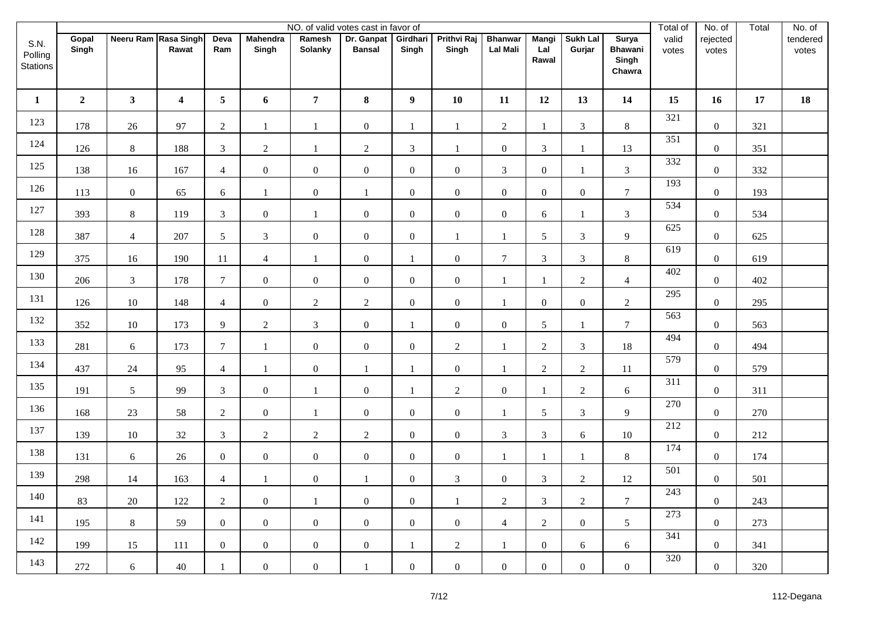| S.N. Polling Stations | NO. of valid votes cast in favor of | | | | | | | | | | | | | Total of valid votes | No. of rejected votes | Total | No. of tendered votes |
|---|---|---|---|---|---|---|---|---|---|---|---|---|---|---|---|---|---|
| | Gopal Singh | Neeru Ram | Rasa Singh Rawat | Deva Ram | Mahendra Singh | Ramesh Solanky | Dr. Ganpat Bansal | Girdhari Singh | Prithvi Raj Singh | Bhanwar Lal Mali | Mangi Lal Rawal | Sukh Lal Gurjar | Surya Bhawani Singh Chawra | | | | |
| 1 | 2 | 3 | 4 | 5 | 6 | 7 | 8 | 9 | 10 | 11 | 12 | 13 | 14 | 15 | 16 | 17 | 18 |
| 123 | 178 | 26 | 97 | 2 | 1 | 1 | 0 | 1 | 1 | 2 | 1 | 3 | 8 | 321 | 0 | 321 | |
| 124 | 126 | 8 | 188 | 3 | 2 | 1 | 2 | 3 | 1 | 0 | 3 | 1 | 13 | 351 | 0 | 351 | |
| 125 | 138 | 16 | 167 | 4 | 0 | 0 | 0 | 0 | 0 | 3 | 0 | 1 | 3 | 332 | 0 | 332 | |
| 126 | 113 | 0 | 65 | 6 | 1 | 0 | 1 | 0 | 0 | 0 | 0 | 0 | 7 | 193 | 0 | 193 | |
| 127 | 393 | 8 | 119 | 3 | 0 | 1 | 0 | 0 | 0 | 0 | 6 | 1 | 3 | 534 | 0 | 534 | |
| 128 | 387 | 4 | 207 | 5 | 3 | 0 | 0 | 0 | 1 | 1 | 5 | 3 | 9 | 625 | 0 | 625 | |
| 129 | 375 | 16 | 190 | 11 | 4 | 1 | 0 | 1 | 0 | 7 | 3 | 3 | 8 | 619 | 0 | 619 | |
| 130 | 206 | 3 | 178 | 7 | 0 | 0 | 0 | 0 | 0 | 1 | 1 | 2 | 4 | 402 | 0 | 402 | |
| 131 | 126 | 10 | 148 | 4 | 0 | 2 | 2 | 0 | 0 | 1 | 0 | 0 | 2 | 295 | 0 | 295 | |
| 132 | 352 | 10 | 173 | 9 | 2 | 3 | 0 | 1 | 0 | 0 | 5 | 1 | 7 | 563 | 0 | 563 | |
| 133 | 281 | 6 | 173 | 7 | 1 | 0 | 0 | 0 | 2 | 1 | 2 | 3 | 18 | 494 | 0 | 494 | |
| 134 | 437 | 24 | 95 | 4 | 1 | 0 | 1 | 1 | 0 | 1 | 2 | 2 | 11 | 579 | 0 | 579 | |
| 135 | 191 | 5 | 99 | 3 | 0 | 1 | 0 | 1 | 2 | 0 | 1 | 2 | 6 | 311 | 0 | 311 | |
| 136 | 168 | 23 | 58 | 2 | 0 | 1 | 0 | 0 | 0 | 1 | 5 | 3 | 9 | 270 | 0 | 270 | |
| 137 | 139 | 10 | 32 | 3 | 2 | 2 | 2 | 0 | 0 | 3 | 3 | 6 | 10 | 212 | 0 | 212 | |
| 138 | 131 | 6 | 26 | 0 | 0 | 0 | 0 | 0 | 0 | 1 | 1 | 1 | 8 | 174 | 0 | 174 | |
| 139 | 298 | 14 | 163 | 4 | 1 | 0 | 1 | 0 | 3 | 0 | 3 | 2 | 12 | 501 | 0 | 501 | |
| 140 | 83 | 20 | 122 | 2 | 0 | 1 | 0 | 0 | 1 | 2 | 3 | 2 | 7 | 243 | 0 | 243 | |
| 141 | 195 | 8 | 59 | 0 | 0 | 0 | 0 | 0 | 0 | 4 | 2 | 0 | 5 | 273 | 0 | 273 | |
| 142 | 199 | 15 | 111 | 0 | 0 | 0 | 0 | 1 | 2 | 1 | 0 | 6 | 6 | 341 | 0 | 341 | |
| 143 | 272 | 6 | 40 | 1 | 0 | 0 | 1 | 0 | 0 | 0 | 0 | 0 | 0 | 320 | 0 | 320 | |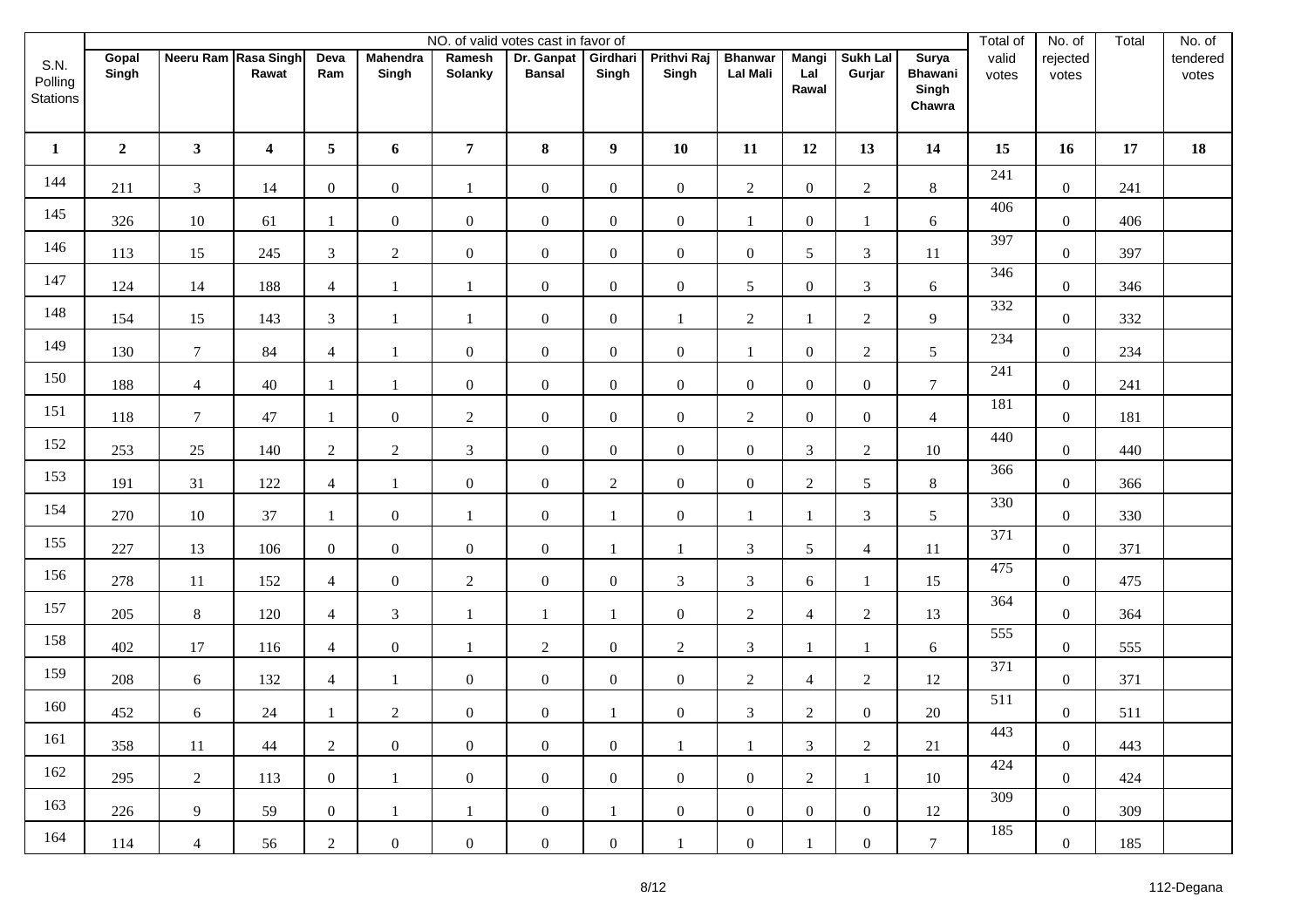| S.N. Polling Stations | NO. of valid votes cast in favor of | | | | | | | | | | | | | Total of valid votes | No. of rejected votes | Total | No. of tendered votes |
|---|---|---|---|---|---|---|---|---|---|---|---|---|---|---|---|---|---|
| | Gopal Singh | Neeru Ram | Rasa Singh Rawat | Deva Ram | Mahendra Singh | Ramesh Solanky | Dr. Ganpat Bansal | Girdhari Singh | Prithvi Raj Singh | Bhanwar Lal Mali | Mangi Lal Rawal | Sukh Lal Gurjar | Surya Bhawani Singh Chawra | | | | |
| 1 | 2 | 3 | 4 | 5 | 6 | 7 | 8 | 9 | 10 | 11 | 12 | 13 | 14 | 15 | 16 | 17 | 18 |
| 144 | 211 | 3 | 14 | 0 | 0 | 1 | 0 | 0 | 0 | 2 | 0 | 2 | 8 | 241 | 0 | 241 | |
| 145 | 326 | 10 | 61 | 1 | 0 | 0 | 0 | 0 | 0 | 1 | 0 | 1 | 6 | 406 | 0 | 406 | |
| 146 | 113 | 15 | 245 | 3 | 2 | 0 | 0 | 0 | 0 | 0 | 5 | 3 | 11 | 397 | 0 | 397 | |
| 147 | 124 | 14 | 188 | 4 | 1 | 1 | 0 | 0 | 0 | 5 | 0 | 3 | 6 | 346 | 0 | 346 | |
| 148 | 154 | 15 | 143 | 3 | 1 | 1 | 0 | 0 | 1 | 2 | 1 | 2 | 9 | 332 | 0 | 332 | |
| 149 | 130 | 7 | 84 | 4 | 1 | 0 | 0 | 0 | 0 | 1 | 0 | 2 | 5 | 234 | 0 | 234 | |
| 150 | 188 | 4 | 40 | 1 | 1 | 0 | 0 | 0 | 0 | 0 | 0 | 0 | 7 | 241 | 0 | 241 | |
| 151 | 118 | 7 | 47 | 1 | 0 | 2 | 0 | 0 | 0 | 2 | 0 | 0 | 4 | 181 | 0 | 181 | |
| 152 | 253 | 25 | 140 | 2 | 2 | 3 | 0 | 0 | 0 | 0 | 3 | 2 | 10 | 440 | 0 | 440 | |
| 153 | 191 | 31 | 122 | 4 | 1 | 0 | 0 | 2 | 0 | 0 | 2 | 5 | 8 | 366 | 0 | 366 | |
| 154 | 270 | 10 | 37 | 1 | 0 | 1 | 0 | 1 | 0 | 1 | 1 | 3 | 5 | 330 | 0 | 330 | |
| 155 | 227 | 13 | 106 | 0 | 0 | 0 | 0 | 1 | 1 | 3 | 5 | 4 | 11 | 371 | 0 | 371 | |
| 156 | 278 | 11 | 152 | 4 | 0 | 2 | 0 | 0 | 3 | 3 | 6 | 1 | 15 | 475 | 0 | 475 | |
| 157 | 205 | 8 | 120 | 4 | 3 | 1 | 1 | 1 | 0 | 2 | 4 | 2 | 13 | 364 | 0 | 364 | |
| 158 | 402 | 17 | 116 | 4 | 0 | 1 | 2 | 0 | 2 | 3 | 1 | 1 | 6 | 555 | 0 | 555 | |
| 159 | 208 | 6 | 132 | 4 | 1 | 0 | 0 | 0 | 0 | 2 | 4 | 2 | 12 | 371 | 0 | 371 | |
| 160 | 452 | 6 | 24 | 1 | 2 | 0 | 0 | 1 | 0 | 3 | 2 | 0 | 20 | 511 | 0 | 511 | |
| 161 | 358 | 11 | 44 | 2 | 0 | 0 | 0 | 0 | 1 | 1 | 3 | 2 | 21 | 443 | 0 | 443 | |
| 162 | 295 | 2 | 113 | 0 | 1 | 0 | 0 | 0 | 0 | 0 | 2 | 1 | 10 | 424 | 0 | 424 | |
| 163 | 226 | 9 | 59 | 0 | 1 | 1 | 0 | 1 | 0 | 0 | 0 | 0 | 12 | 309 | 0 | 309 | |
| 164 | 114 | 4 | 56 | 2 | 0 | 0 | 0 | 0 | 1 | 0 | 1 | 0 | 7 | 185 | 0 | 185 | |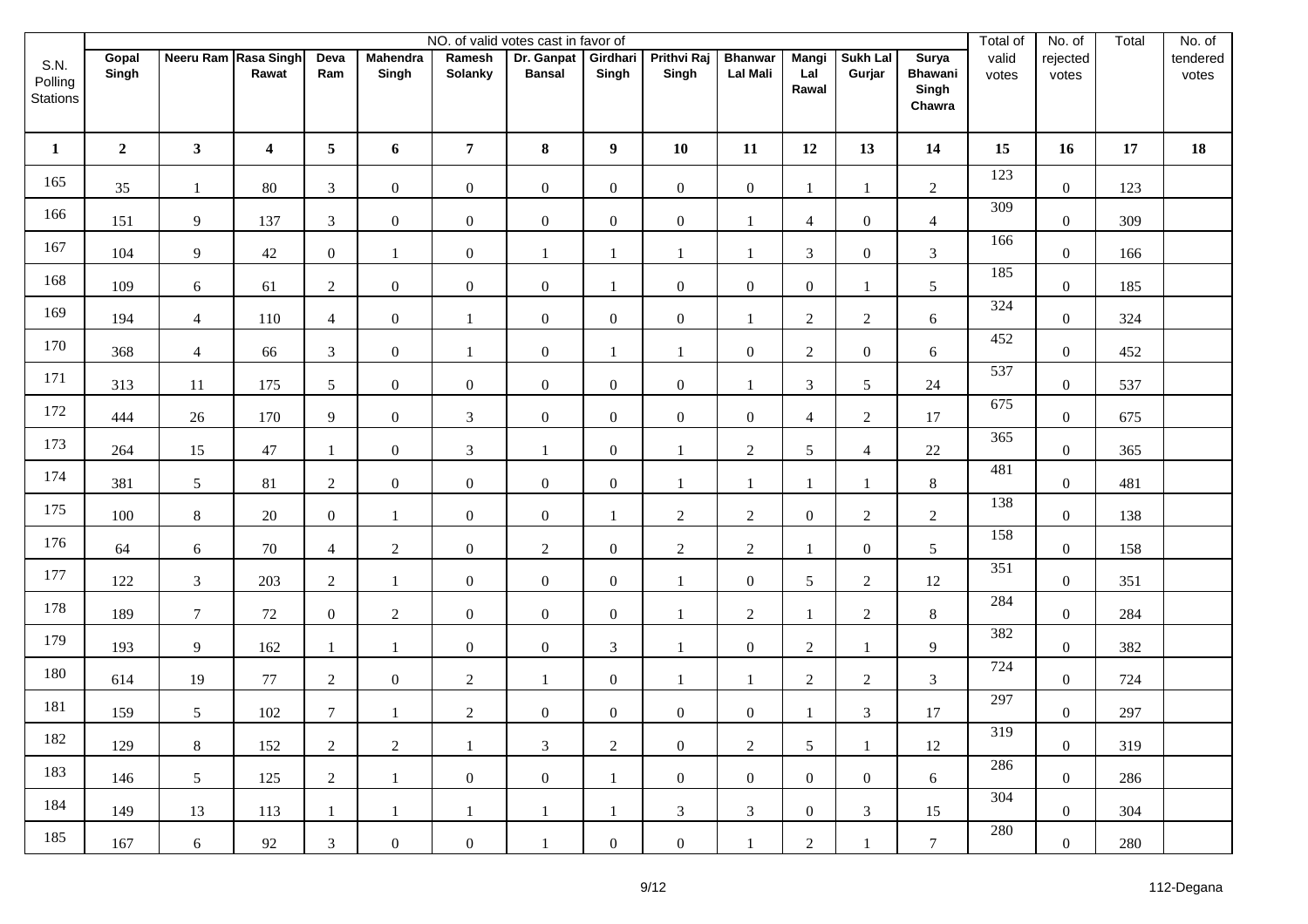| S.N. Polling Stations | NO. of valid votes cast in favor of | | | | | | | | | | | | | Total of valid votes | No. of rejected votes | Total | No. of tendered votes |
|---|---|---|---|---|---|---|---|---|---|---|---|---|---|---|---|---|---|
| | Gopal Singh | Neeru Ram | Rasa Singh Rawat | Deva Ram | Mahendra Singh | Ramesh Solanky | Dr. Ganpat Bansal | Girdhari Singh | Prithvi Raj Singh | Bhanwar Lal Mali | Mangi Lal Rawal | Sukh Lal Gurjar | Surya Bhawani Singh Chawra | | | | |
| 1 | 2 | 3 | 4 | 5 | 6 | 7 | 8 | 9 | 10 | 11 | 12 | 13 | 14 | 15 | 16 | 17 | 18 |
| 165 | 35 | 1 | 80 | 3 | 0 | 0 | 0 | 0 | 0 | 0 | 1 | 1 | 2 | 123 | 0 | 123 | |
| 166 | 151 | 9 | 137 | 3 | 0 | 0 | 0 | 0 | 0 | 1 | 4 | 0 | 4 | 309 | 0 | 309 | |
| 167 | 104 | 9 | 42 | 0 | 1 | 0 | 1 | 1 | 1 | 1 | 3 | 0 | 3 | 166 | 0 | 166 | |
| 168 | 109 | 6 | 61 | 2 | 0 | 0 | 0 | 1 | 0 | 0 | 0 | 1 | 5 | 185 | 0 | 185 | |
| 169 | 194 | 4 | 110 | 4 | 0 | 1 | 0 | 0 | 0 | 1 | 2 | 2 | 6 | 324 | 0 | 324 | |
| 170 | 368 | 4 | 66 | 3 | 0 | 1 | 0 | 1 | 1 | 0 | 2 | 0 | 6 | 452 | 0 | 452 | |
| 171 | 313 | 11 | 175 | 5 | 0 | 0 | 0 | 0 | 0 | 1 | 3 | 5 | 24 | 537 | 0 | 537 | |
| 172 | 444 | 26 | 170 | 9 | 0 | 3 | 0 | 0 | 0 | 0 | 4 | 2 | 17 | 675 | 0 | 675 | |
| 173 | 264 | 15 | 47 | 1 | 0 | 3 | 1 | 0 | 1 | 2 | 5 | 4 | 22 | 365 | 0 | 365 | |
| 174 | 381 | 5 | 81 | 2 | 0 | 0 | 0 | 0 | 1 | 1 | 1 | 1 | 8 | 481 | 0 | 481 | |
| 175 | 100 | 8 | 20 | 0 | 1 | 0 | 0 | 1 | 2 | 2 | 0 | 2 | 2 | 138 | 0 | 138 | |
| 176 | 64 | 6 | 70 | 4 | 2 | 0 | 2 | 0 | 2 | 2 | 1 | 0 | 5 | 158 | 0 | 158 | |
| 177 | 122 | 3 | 203 | 2 | 1 | 0 | 0 | 0 | 1 | 0 | 5 | 2 | 12 | 351 | 0 | 351 | |
| 178 | 189 | 7 | 72 | 0 | 2 | 0 | 0 | 0 | 1 | 2 | 1 | 2 | 8 | 284 | 0 | 284 | |
| 179 | 193 | 9 | 162 | 1 | 1 | 0 | 0 | 3 | 1 | 0 | 2 | 1 | 9 | 382 | 0 | 382 | |
| 180 | 614 | 19 | 77 | 2 | 0 | 2 | 1 | 0 | 1 | 1 | 2 | 2 | 3 | 724 | 0 | 724 | |
| 181 | 159 | 5 | 102 | 7 | 1 | 2 | 0 | 0 | 0 | 0 | 1 | 3 | 17 | 297 | 0 | 297 | |
| 182 | 129 | 8 | 152 | 2 | 2 | 1 | 3 | 2 | 0 | 2 | 5 | 1 | 12 | 319 | 0 | 319 | |
| 183 | 146 | 5 | 125 | 2 | 1 | 0 | 0 | 1 | 0 | 0 | 0 | 0 | 6 | 286 | 0 | 286 | |
| 184 | 149 | 13 | 113 | 1 | 1 | 1 | 1 | 1 | 3 | 3 | 0 | 3 | 15 | 304 | 0 | 304 | |
| 185 | 167 | 6 | 92 | 3 | 0 | 0 | 1 | 0 | 0 | 1 | 2 | 1 | 7 | 280 | 0 | 280 | |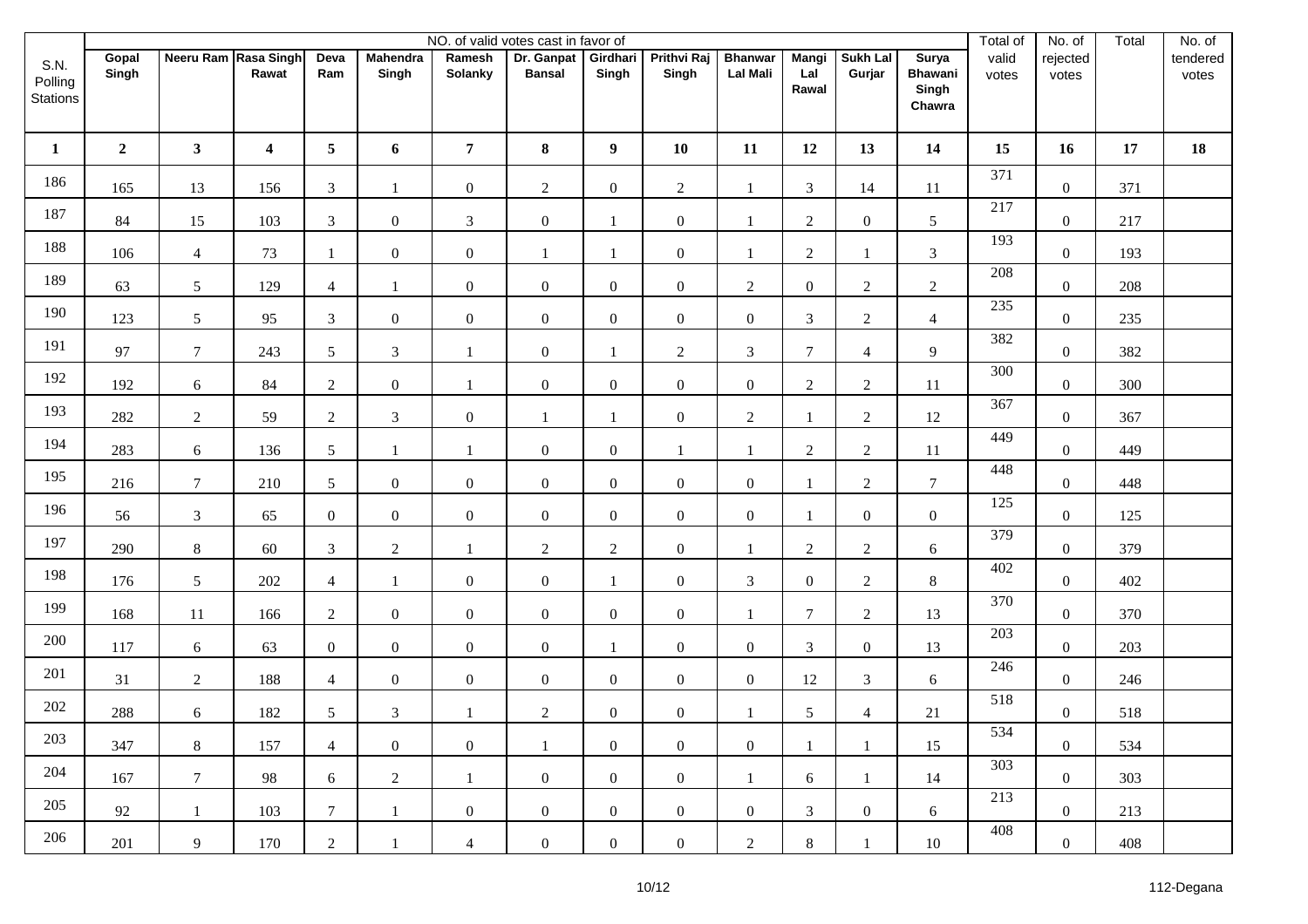| S.N. Polling Stations | NO. of valid votes cast in favor of | | | | | | | | | | | | | Total of valid votes | No. of rejected votes | Total | No. of tendered votes |
|---|---|---|---|---|---|---|---|---|---|---|---|---|---|---|---|---|---|
| | Gopal Singh | Neeru Ram | Rasa Singh Rawat | Deva Ram | Mahendra Singh | Ramesh Solanky | Dr. Ganpat Bansal | Girdhari Singh | Prithvi Raj Singh | Bhanwar Lal Mali | Mangi Lal Rawal | Sukh Lal Gurjar | Surya Bhawani Singh Chawra | | | | |
| 1 | 2 | 3 | 4 | 5 | 6 | 7 | 8 | 9 | 10 | 11 | 12 | 13 | 14 | 15 | 16 | 17 | 18 |
| 186 | 165 | 13 | 156 | 3 | 1 | 0 | 2 | 0 | 2 | 1 | 3 | 14 | 11 | 371 | 0 | 371 | |
| 187 | 84 | 15 | 103 | 3 | 0 | 3 | 0 | 1 | 0 | 1 | 2 | 0 | 5 | 217 | 0 | 217 | |
| 188 | 106 | 4 | 73 | 1 | 0 | 0 | 1 | 1 | 0 | 1 | 2 | 1 | 3 | 193 | 0 | 193 | |
| 189 | 63 | 5 | 129 | 4 | 1 | 0 | 0 | 0 | 0 | 2 | 0 | 2 | 2 | 208 | 0 | 208 | |
| 190 | 123 | 5 | 95 | 3 | 0 | 0 | 0 | 0 | 0 | 0 | 3 | 2 | 4 | 235 | 0 | 235 | |
| 191 | 97 | 7 | 243 | 5 | 3 | 1 | 0 | 1 | 2 | 3 | 7 | 4 | 9 | 382 | 0 | 382 | |
| 192 | 192 | 6 | 84 | 2 | 0 | 1 | 0 | 0 | 0 | 0 | 2 | 2 | 11 | 300 | 0 | 300 | |
| 193 | 282 | 2 | 59 | 2 | 3 | 0 | 1 | 1 | 0 | 2 | 1 | 2 | 12 | 367 | 0 | 367 | |
| 194 | 283 | 6 | 136 | 5 | 1 | 1 | 0 | 0 | 1 | 1 | 2 | 2 | 11 | 449 | 0 | 449 | |
| 195 | 216 | 7 | 210 | 5 | 0 | 0 | 0 | 0 | 0 | 0 | 1 | 2 | 7 | 448 | 0 | 448 | |
| 196 | 56 | 3 | 65 | 0 | 0 | 0 | 0 | 0 | 0 | 0 | 1 | 0 | 0 | 125 | 0 | 125 | |
| 197 | 290 | 8 | 60 | 3 | 2 | 1 | 2 | 2 | 0 | 1 | 2 | 2 | 6 | 379 | 0 | 379 | |
| 198 | 176 | 5 | 202 | 4 | 1 | 0 | 0 | 1 | 0 | 3 | 0 | 2 | 8 | 402 | 0 | 402 | |
| 199 | 168 | 11 | 166 | 2 | 0 | 0 | 0 | 0 | 0 | 1 | 7 | 2 | 13 | 370 | 0 | 370 | |
| 200 | 117 | 6 | 63 | 0 | 0 | 0 | 0 | 1 | 0 | 0 | 3 | 0 | 13 | 203 | 0 | 203 | |
| 201 | 31 | 2 | 188 | 4 | 0 | 0 | 0 | 0 | 0 | 0 | 12 | 3 | 6 | 246 | 0 | 246 | |
| 202 | 288 | 6 | 182 | 5 | 3 | 1 | 2 | 0 | 0 | 1 | 5 | 4 | 21 | 518 | 0 | 518 | |
| 203 | 347 | 8 | 157 | 4 | 0 | 0 | 1 | 0 | 0 | 0 | 1 | 1 | 15 | 534 | 0 | 534 | |
| 204 | 167 | 7 | 98 | 6 | 2 | 1 | 0 | 0 | 0 | 1 | 6 | 1 | 14 | 303 | 0 | 303 | |
| 205 | 92 | 1 | 103 | 7 | 1 | 0 | 0 | 0 | 0 | 0 | 3 | 0 | 6 | 213 | 0 | 213 | |
| 206 | 201 | 9 | 170 | 2 | 1 | 4 | 0 | 0 | 0 | 2 | 8 | 1 | 10 | 408 | 0 | 408 | |

112-Degana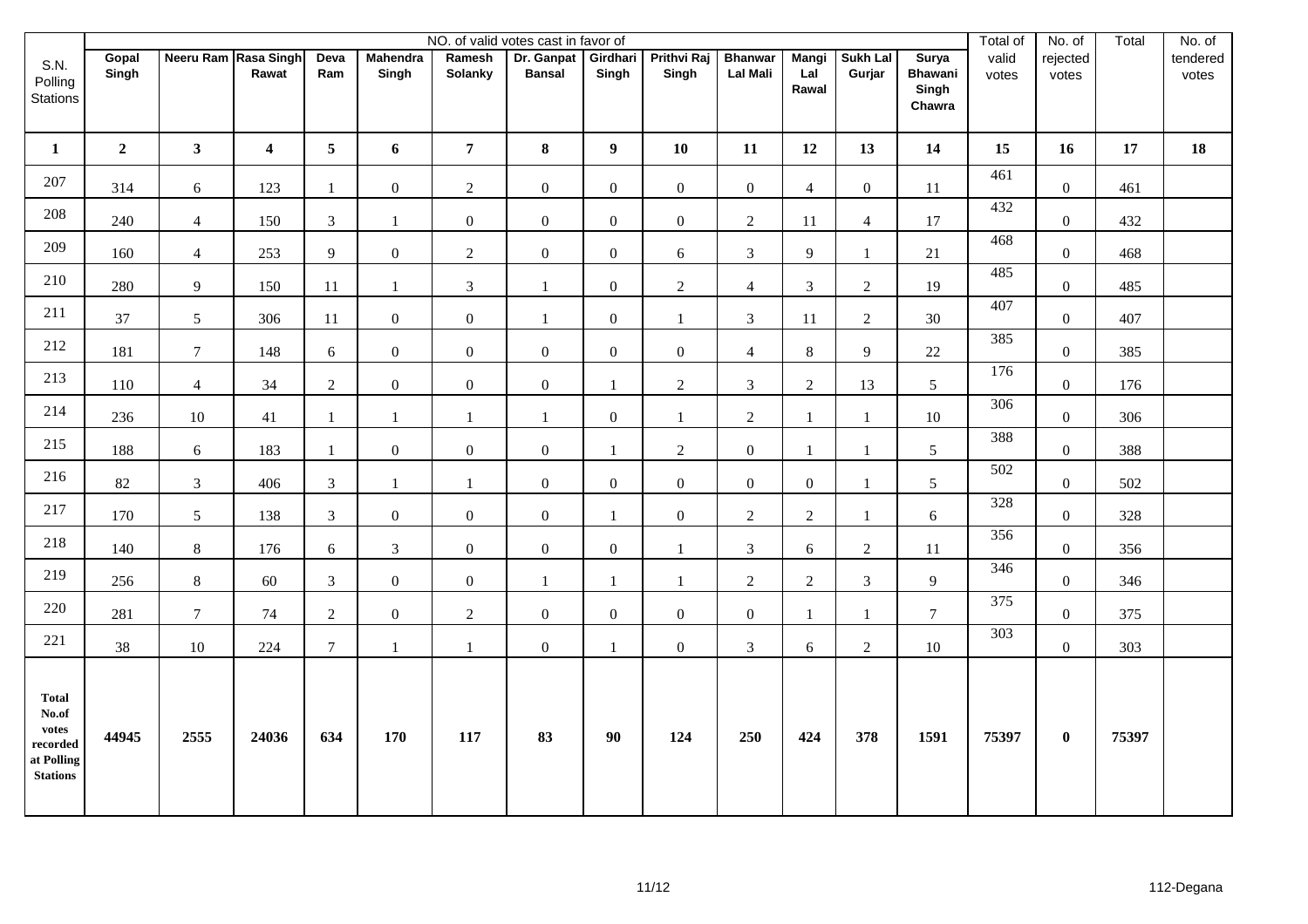| S.N. Polling Stations | NO. of valid votes cast in favor of | | | | | | | | | | | | | Total of valid votes | No. of rejected votes | Total | No. of tendered votes |
|---|---|---|---|---|---|---|---|---|---|---|---|---|---|---|---|---|---|
| | Gopal Singh | Neeru Ram | Rasa Singh Rawat | Deva Ram | Mahendra Singh | Ramesh Solanky | Dr. Ganpat Bansal | Girdhari Singh | Prithvi Raj Singh | Bhanwar Lal Mali | Mangi Lal Rawal | Sukh Lal Gurjar | Surya Bhawani Singh Chawra | | | | |
| 1 | 2 | 3 | 4 | 5 | 6 | 7 | 8 | 9 | 10 | 11 | 12 | 13 | 14 | 15 | 16 | 17 | 18 |
| 207 | 314 | 6 | 123 | 1 | 0 | 2 | 0 | 0 | 0 | 0 | 4 | 0 | 11 | 461 | 0 | 461 | |
| 208 | 240 | 4 | 150 | 3 | 1 | 0 | 0 | 0 | 0 | 2 | 11 | 4 | 17 | 432 | 0 | 432 | |
| 209 | 160 | 4 | 253 | 9 | 0 | 2 | 0 | 0 | 6 | 3 | 9 | 1 | 21 | 468 | 0 | 468 | |
| 210 | 280 | 9 | 150 | 11 | 1 | 3 | 1 | 0 | 2 | 4 | 3 | 2 | 19 | 485 | 0 | 485 | |
| 211 | 37 | 5 | 306 | 11 | 0 | 0 | 1 | 0 | 1 | 3 | 11 | 2 | 30 | 407 | 0 | 407 | |
| 212 | 181 | 7 | 148 | 6 | 0 | 0 | 0 | 0 | 0 | 4 | 8 | 9 | 22 | 385 | 0 | 385 | |
| 213 | 110 | 4 | 34 | 2 | 0 | 0 | 0 | 1 | 2 | 3 | 2 | 13 | 5 | 176 | 0 | 176 | |
| 214 | 236 | 10 | 41 | 1 | 1 | 1 | 1 | 0 | 1 | 2 | 1 | 1 | 10 | 306 | 0 | 306 | |
| 215 | 188 | 6 | 183 | 1 | 0 | 0 | 0 | 1 | 2 | 0 | 1 | 1 | 5 | 388 | 0 | 388 | |
| 216 | 82 | 3 | 406 | 3 | 1 | 1 | 0 | 0 | 0 | 0 | 0 | 1 | 5 | 502 | 0 | 502 | |
| 217 | 170 | 5 | 138 | 3 | 0 | 0 | 0 | 1 | 0 | 2 | 2 | 1 | 6 | 328 | 0 | 328 | |
| 218 | 140 | 8 | 176 | 6 | 3 | 0 | 0 | 0 | 1 | 3 | 6 | 2 | 11 | 356 | 0 | 356 | |
| 219 | 256 | 8 | 60 | 3 | 0 | 0 | 1 | 1 | 1 | 2 | 2 | 3 | 9 | 346 | 0 | 346 | |
| 220 | 281 | 7 | 74 | 2 | 0 | 2 | 0 | 0 | 0 | 0 | 1 | 1 | 7 | 375 | 0 | 375 | |
| 221 | 38 | 10 | 224 | 7 | 1 | 1 | 0 | 1 | 0 | 3 | 6 | 2 | 10 | 303 | 0 | 303 | |
| **Total No.of votes recorded at Polling Stations** | **44945** | **2555** | **24036** | **634** | **170** | **117** | **83** | **90** | **124** | **250** | **424** | **378** | **1591** | **75397** | **0** | **75397** | |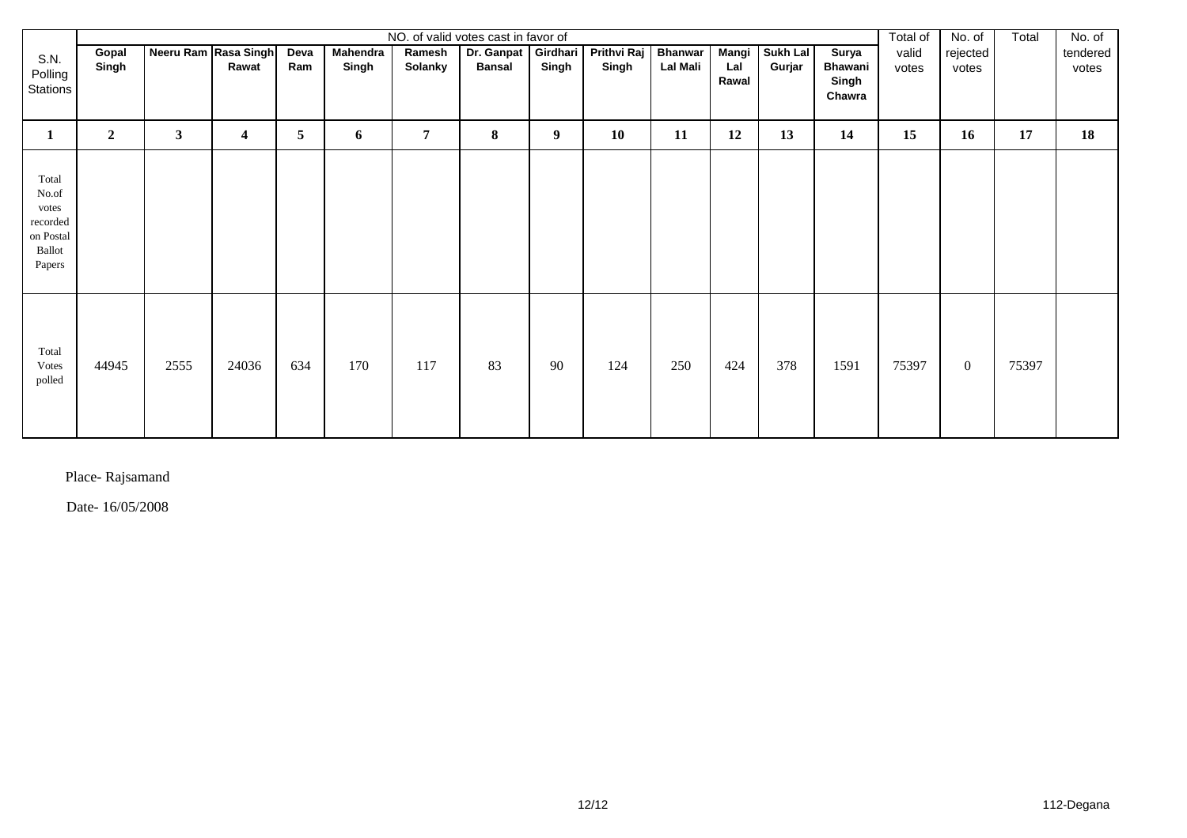| S.N. Polling Stations | NO. of valid votes cast in favor of | | | | | | | | | | | | | Total of valid votes | No. of rejected votes | Total | No. of tendered votes |
|---|---|---|---|---|---|---|---|---|---|---|---|---|---|---|---|---|---|
| | **Gopal Singh** | **Neeru Ram** | **Rasa Singh Rawat** | **Deva Ram** | **Mahendra Singh** | **Ramesh Solanky** | **Dr. Ganpat Bansal** | **Girdhari Singh** | **Prithvi Raj Singh** | **Bhanwar Lal Mali** | **Mangi Lal Rawal** | **Sukh Lal Gurjar** | **Surya Bhawani Singh Chawra** | | | | |
| **1** | **2** | **3** | **4** | **5** | **6** | **7** | **8** | **9** | **10** | **11** | **12** | **13** | **14** | **15** | **16** | **17** | **18** |
| Total No.of votes recorded on Postal Ballot Papers | | | | | | | | | | | | | | | | | |
| Total Votes polled | 44945 | 2555 | 24036 | 634 | 170 | 117 | 83 | 90 | 124 | 250 | 424 | 378 | 1591 | 75397 | 0 | 75397 | |

Place- Rajsamand

Date- 16/05/2008

112-Degana